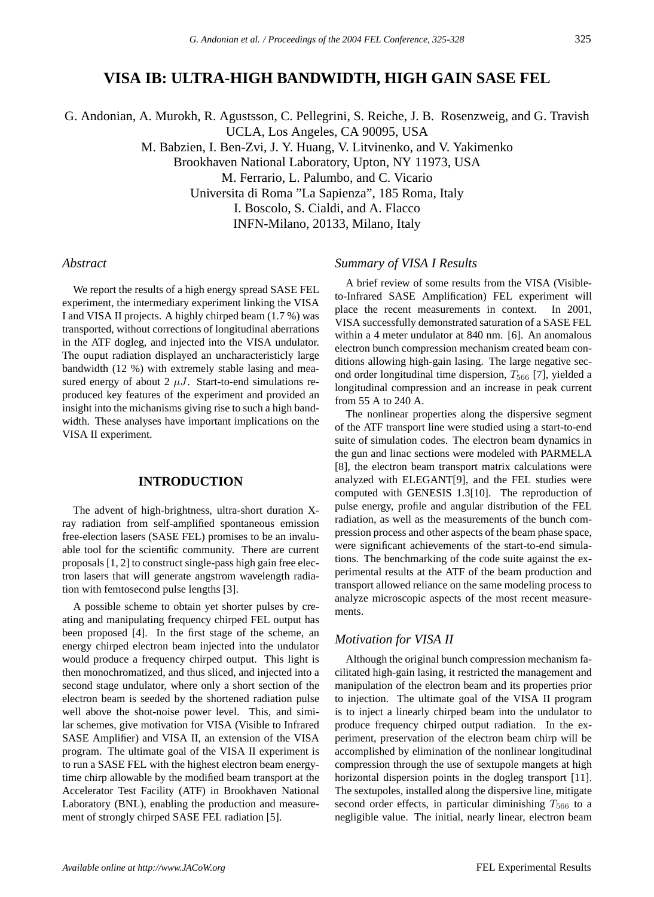# VISA IB: ULTRA-HIGH BANDWIDTH, HIGH GAIN SASE FEL

G. Andonian, A. Murokh, R. Agustsson, C. Pellegrini, S. Reiche, J. B. Rosenzweig, and G. Travish
UCLA, Los Angeles, CA 90095, USA
M. Babzien, I. Ben-Zvi, J. Y. Huang, V. Litvinenko, and V. Yakimenko
Brookhaven National Laboratory, Upton, NY 11973, USA
M. Ferrario, L. Palumbo, and C. Vicario
Universita di Roma "La Sapienza", 185 Roma, Italy
I. Boscolo, S. Cialdi, and A. Flacco
INFN-Milano, 20133, Milano, Italy

### *Abstract*

We report the results of a high energy spread SASE FEL experiment, the intermediary experiment linking the VISA I and VISA II projects. A highly chirped beam (1.7 %) was transported, without corrections of longitudinal aberrations in the ATF dogleg, and injected into the VISA undulator. The ouput radiation displayed an uncharacteristicly large bandwidth (12 %) with extremely stable lasing and measured energy of about 2 $\mu J$. Start-to-end simulations reproduced key features of the experiment and provided an insight into the michanisms giving rise to such a high bandwidth. These analyses have important implications on the VISA II experiment.

## INTRODUCTION

The advent of high-brightness, ultra-short duration X-ray radiation from self-amplified spontaneous emission free-election lasers (SASE FEL) promises to be an invaluable tool for the scientific community. There are current proposals [1, 2] to construct single-pass high gain free electron lasers that will generate angstrom wavelength radiation with femtosecond pulse lengths [3].

A possible scheme to obtain yet shorter pulses by creating and manipulating frequency chirped FEL output has been proposed [4]. In the first stage of the scheme, an energy chirped electron beam injected into the undulator would produce a frequency chirped output. This light is then monochromatized, and thus sliced, and injected into a second stage undulator, where only a short section of the electron beam is seeded by the shortened radiation pulse well above the shot-noise power level. This, and similar schemes, give motivation for VISA (Visible to Infrared SASE Amplifier) and VISA II, an extension of the VISA program. The ultimate goal of the VISA II experiment is to run a SASE FEL with the highest electron beam energy-time chirp allowable by the modified beam transport at the Accelerator Test Facility (ATF) in Brookhaven National Laboratory (BNL), enabling the production and measurement of strongly chirped SASE FEL radiation [5].

### *Summary of VISA I Results*

A brief review of some results from the VISA (Visible-to-Infrared SASE Amplification) FEL experiment will place the recent measurements in context. In 2001, VISA successfully demonstrated saturation of a SASE FEL within a 4 meter undulator at 840 nm. [6]. An anomalous electron bunch compression mechanism created beam conditions allowing high-gain lasing. The large negative second order longitudinal time dispersion, $T_{566}$ [7], yielded a longitudinal compression and an increase in peak current from 55 A to 240 A.

The nonlinear properties along the dispersive segment of the ATF transport line were studied using a start-to-end suite of simulation codes. The electron beam dynamics in the gun and linac sections were modeled with PARMELA [8], the electron beam transport matrix calculations were analyzed with ELEGANT[9], and the FEL studies were computed with GENESIS 1.3[10]. The reproduction of pulse energy, profile and angular distribution of the FEL radiation, as well as the measurements of the bunch compression process and other aspects of the beam phase space, were significant achievements of the start-to-end simulations. The benchmarking of the code suite against the experimental results at the ATF of the beam production and transport allowed reliance on the same modeling process to analyze microscopic aspects of the most recent measurements.

### *Motivation for VISA II*

Although the original bunch compression mechanism facilitated high-gain lasing, it restricted the management and manipulation of the electron beam and its properties prior to injection. The ultimate goal of the VISA II program is to inject a linearly chirped beam into the undulator to produce frequency chirped output radiation. In the experiment, preservation of the electron beam chirp will be accomplished by elimination of the nonlinear longitudinal compression through the use of sextupole mangets at high horizontal dispersion points in the dogleg transport [11]. The sextupoles, installed along the dispersive line, mitigate second order effects, in particular diminishing $T_{566}$ to a negligible value. The initial, nearly linear, electron beam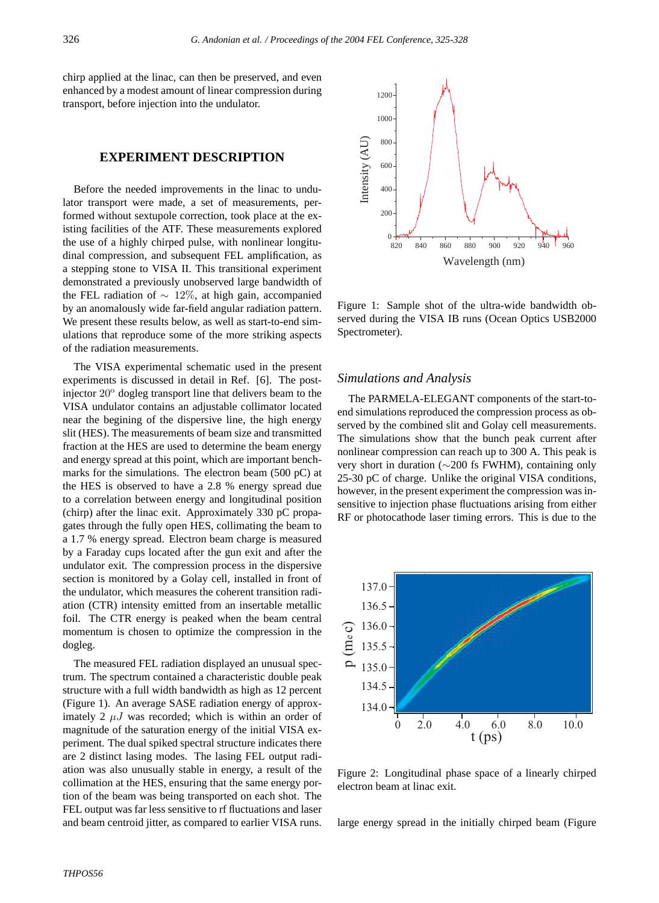chirp applied at the linac, can then be preserved, and even enhanced by a modest amount of linear compression during transport, before injection into the undulator.

## EXPERIMENT DESCRIPTION

Before the needed improvements in the linac to undulator transport were made, a set of measurements, performed without sextupole correction, took place at the existing facilities of the ATF. These measurements explored the use of a highly chirped pulse, with nonlinear longitudinal compression, and subsequent FEL amplification, as a stepping stone to VISA II. This transitional experiment demonstrated a previously unobserved large bandwidth of the FEL radiation of $\sim 12\%$, at high gain, accompanied by an anomalously wide far-field angular radiation pattern. We present these results below, as well as start-to-end simulations that reproduce some of the more striking aspects of the radiation measurements.

The VISA experimental schematic used in the present experiments is discussed in detail in Ref. [6]. The post-injector $20^o$ dogleg transport line that delivers beam to the VISA undulator contains an adjustable collimator located near the begining of the dispersive line, the high energy slit (HES). The measurements of beam size and transmitted fraction at the HES are used to determine the beam energy and energy spread at this point, which are important benchmarks for the simulations. The electron beam (500 pC) at the HES is observed to have a 2.8 % energy spread due to a correlation between energy and longitudinal position (chirp) after the linac exit. Approximately 330 pC propagates through the fully open HES, collimating the beam to a 1.7 % energy spread. Electron beam charge is measured by a Faraday cups located after the gun exit and after the undulator exit. The compression process in the dispersive section is monitored by a Golay cell, installed in front of the undulator, which measures the coherent transition radiation (CTR) intensity emitted from an insertable metallic foil. The CTR energy is peaked when the beam central momentum is chosen to optimize the compression in the dogleg.

The measured FEL radiation displayed an unusual spectrum. The spectrum contained a characteristic double peak structure with a full width bandwidth as high as 12 percent (Figure 1). An average SASE radiation energy of approximately 2 $\mu J$ was recorded; which is within an order of magnitude of the saturation energy of the initial VISA experiment. The dual spiked spectral structure indicates there are 2 distinct lasing modes. The lasing FEL output radiation was also unusually stable in energy, a result of the collimation at the HES, ensuring that the same energy portion of the beam was being transported on each shot. The FEL output was far less sensitive to rf fluctuations and laser and beam centroid jitter, as compared to earlier VISA runs.

Figure 1: Sample shot of the ultra-wide bandwidth observed during the VISA IB runs (Ocean Optics USB2000 Spectrometer).

### *Simulations and Analysis*

The PARMELA-ELEGANT components of the start-to-end simulations reproduced the compression process as observed by the combined slit and Golay cell measurements. The simulations show that the bunch peak current after nonlinear compression can reach up to 300 A. This peak is very short in duration ($\sim$200 fs FWHM), containing only 25-30 pC of charge. Unlike the original VISA conditions, however, in the present experiment the compression was insensitive to injection phase fluctuations arising from either RF or photocathode laser timing errors. This is due to the large energy spread in the initially chirped beam (Figure

Figure 2: Longitudinal phase space of a linearly chirped electron beam at linac exit.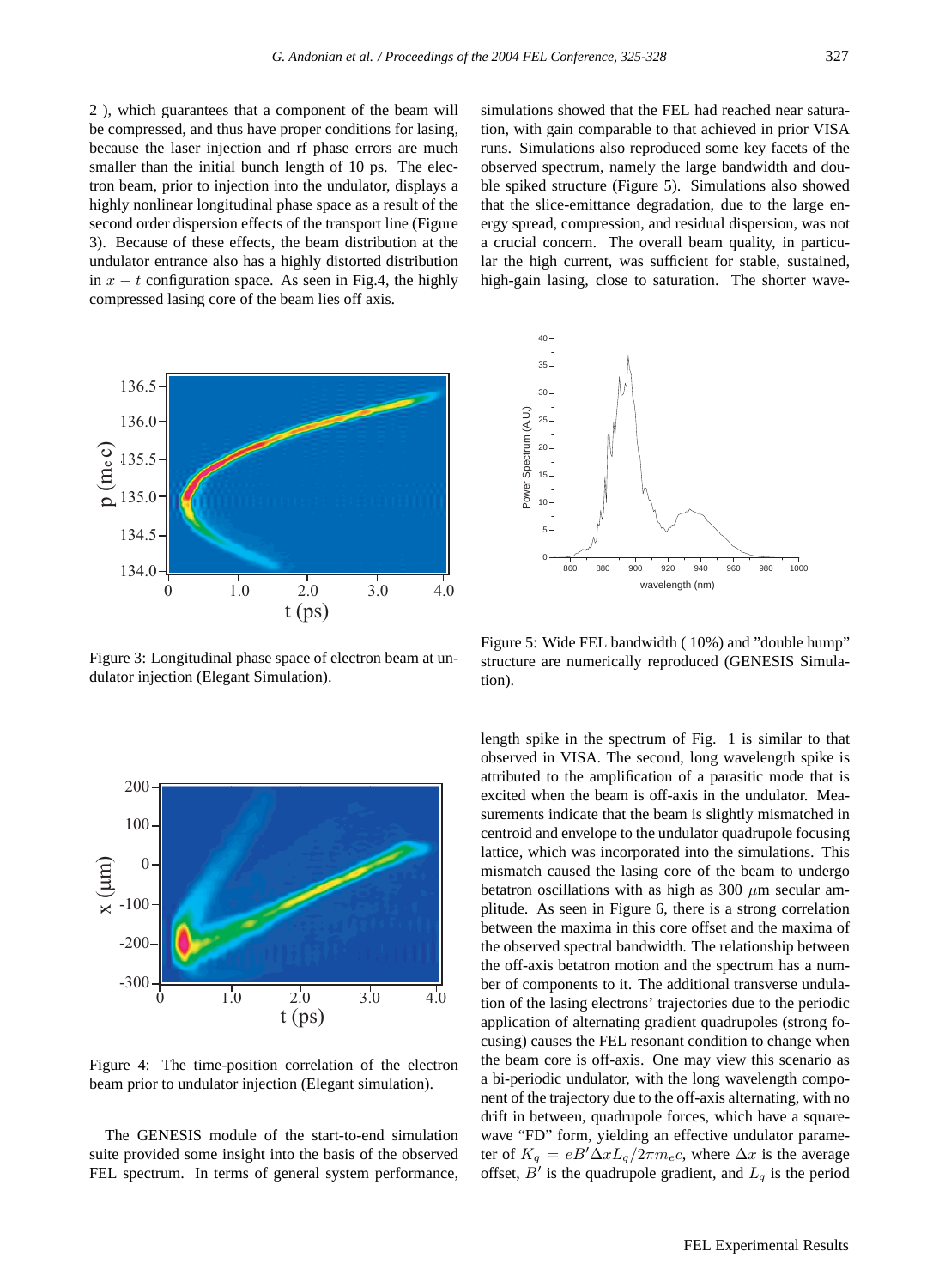2 ), which guarantees that a component of the beam will be compressed, and thus have proper conditions for lasing, because the laser injection and rf phase errors are much smaller than the initial bunch length of 10 ps. The electron beam, prior to injection into the undulator, displays a highly nonlinear longitudinal phase space as a result of the second order dispersion effects of the transport line (Figure 3). Because of these effects, the beam distribution at the undulator entrance also has a highly distorted distribution in $x - t$ configuration space. As seen in Fig.4, the highly compressed lasing core of the beam lies off axis.

Figure 3: Longitudinal phase space of electron beam at undulator injection (Elegant Simulation).

Figure 4: The time-position correlation of the electron beam prior to undulator injection (Elegant simulation).

The GENESIS module of the start-to-end simulation suite provided some insight into the basis of the observed FEL spectrum. In terms of general system performance, simulations showed that the FEL had reached near saturation, with gain comparable to that achieved in prior VISA runs. Simulations also reproduced some key facets of the observed spectrum, namely the large bandwidth and double spiked structure (Figure 5). Simulations also showed that the slice-emittance degradation, due to the large energy spread, compression, and residual dispersion, was not a crucial concern. The overall beam quality, in particular the high current, was sufficient for stable, sustained, high-gain lasing, close to saturation. The shorter wavelength spike in the spectrum of Fig. 1 is similar to that observed in VISA. The second, long wavelength spike is attributed to the amplification of a parasitic mode that is excited when the beam is off-axis in the undulator. Measurements indicate that the beam is slightly mismatched in centroid and envelope to the undulator quadrupole focusing lattice, which was incorporated into the simulations. This mismatch caused the lasing core of the beam to undergo betatron oscillations with as high as 300 $\mu$m secular amplitude. As seen in Figure 6, there is a strong correlation between the maxima in this core offset and the maxima of the observed spectral bandwidth. The relationship between the off-axis betatron motion and the spectrum has a number of components to it. The additional transverse undulation of the lasing electrons' trajectories due to the periodic application of alternating gradient quadrupoles (strong focusing) causes the FEL resonant condition to change when the beam core is off-axis. One may view this scenario as a bi-periodic undulator, with the long wavelength component of the trajectory due to the off-axis alternating, with no drift in between, quadrupole forces, which have a square-wave "FD" form, yielding an effective undulator parameter of $K_q = eB'\Delta x L_q/2\pi m_e c$, where $\Delta x$ is the average offset, $B'$ is the quadrupole gradient, and $L_q$ is the period

Figure 5: Wide FEL bandwidth ( 10%) and "double hump" structure are numerically reproduced (GENESIS Simulation).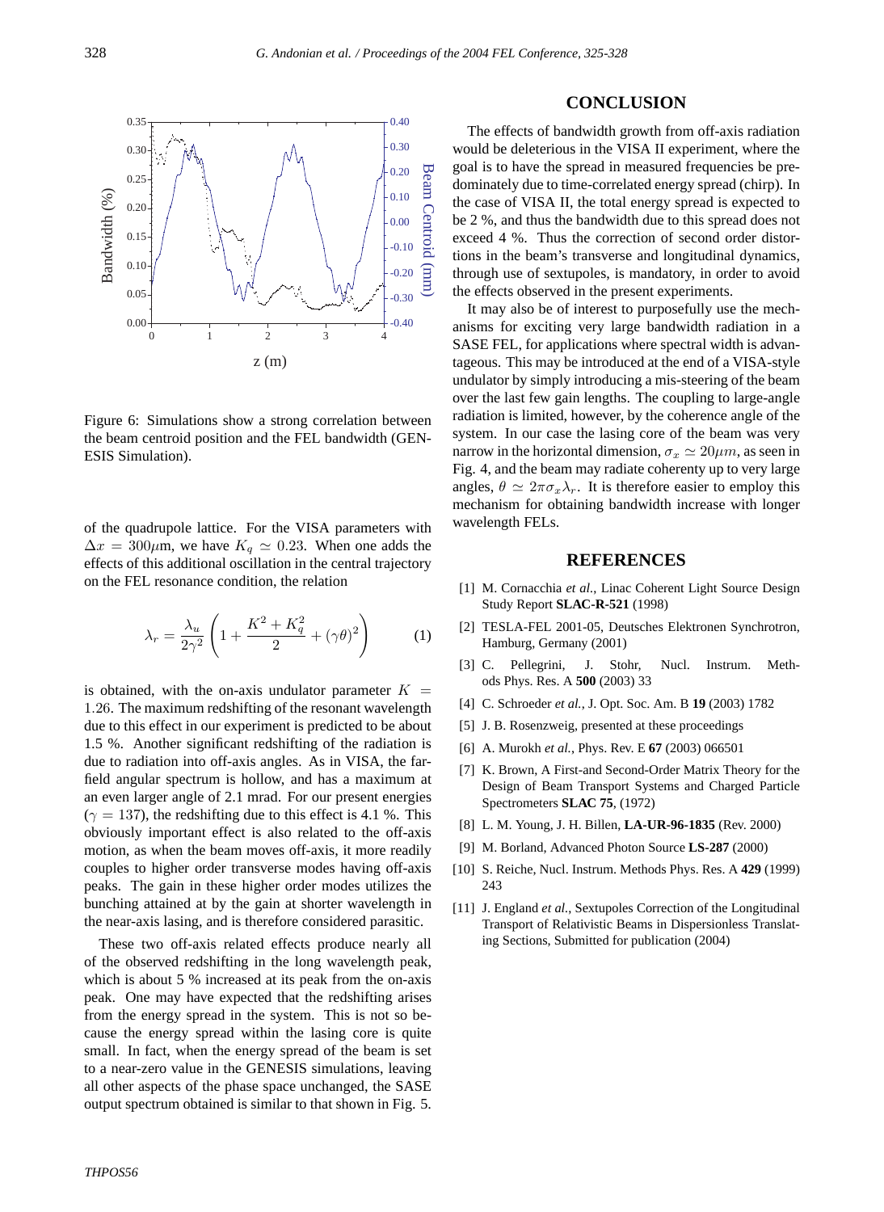0.35
0.30
0.25
0.20
0.15
0.10
0.05
0.00
Bandwidth (%)
0.40
0.30
0.20
0.10
0.00
-0.10
-0.20
-0.30
-0.40
Beam Centroid (mm)
0
1
2
3
4
z (m)

Figure 6: Simulations show a strong correlation between the beam centroid position and the FEL bandwidth (GENESIS Simulation).

of the quadrupole lattice. For the VISA parameters with $\Delta x = 300\mu$m, we have $K_q \simeq 0.23$. When one adds the effects of this additional oscillation in the central trajectory on the FEL resonance condition, the relation

$$\lambda_r = \frac{\lambda_u}{2\gamma^2}\left(1 + \frac{K^2 + K_q^2}{2} + (\gamma\theta)^2\right) \quad (1)$$

is obtained, with the on-axis undulator parameter $K = 1.26$. The maximum redshifting of the resonant wavelength due to this effect in our experiment is predicted to be about 1.5 %. Another significant redshifting of the radiation is due to radiation into off-axis angles. As in VISA, the far-field angular spectrum is hollow, and has a maximum at an even larger angle of 2.1 mrad. For our present energies ($\gamma = 137$), the redshifting due to this effect is 4.1 %. This obviously important effect is also related to the off-axis motion, as when the beam moves off-axis, it more readily couples to higher order transverse modes having off-axis peaks. The gain in these higher order modes utilizes the bunching attained at by the gain at shorter wavelength in the near-axis lasing, and is therefore considered parasitic.

These two off-axis related effects produce nearly all of the observed redshifting in the long wavelength peak, which is about 5 % increased at its peak from the on-axis peak. One may have expected that the redshifting arises from the energy spread in the system. This is not so because the energy spread within the lasing core is quite small. In fact, when the energy spread of the beam is set to a near-zero value in the GENESIS simulations, leaving all other aspects of the phase space unchanged, the SASE output spectrum obtained is similar to that shown in Fig. 5.

## CONCLUSION

The effects of bandwidth growth from off-axis radiation would be deleterious in the VISA II experiment, where the goal is to have the spread in measured frequencies be predominately due to time-correlated energy spread (chirp). In the case of VISA II, the total energy spread is expected to be 2 %, and thus the bandwidth due to this spread does not exceed 4 %. Thus the correction of second order distortions in the beam's transverse and longitudinal dynamics, through use of sextupoles, is mandatory, in order to avoid the effects observed in the present experiments.

It may also be of interest to purposefully use the mechanisms for exciting very large bandwidth radiation in a SASE FEL, for applications where spectral width is advantageous. This may be introduced at the end of a VISA-style undulator by simply introducing a mis-steering of the beam over the last few gain lengths. The coupling to large-angle radiation is limited, however, by the coherence angle of the system. In our case the lasing core of the beam was very narrow in the horizontal dimension, $\sigma_x \simeq 20\mu m$, as seen in Fig. 4, and the beam may radiate coherenty up to very large angles, $\theta \simeq 2\pi\sigma_x\lambda_r$. It is therefore easier to employ this mechanism for obtaining bandwidth increase with longer wavelength FELs.

## REFERENCES

[1] M. Cornacchia *et al.*, Linac Coherent Light Source Design Study Report **SLAC-R-521** (1998)

[2] TESLA-FEL 2001-05, Deutsches Elektronen Synchrotron, Hamburg, Germany (2001)

[3] C. Pellegrini, J. Stohr, Nucl. Instrum. Methods Phys. Res. A **500** (2003) 33

[4] C. Schroeder *et al.*, J. Opt. Soc. Am. B **19** (2003) 1782

[5] J. B. Rosenzweig, presented at these proceedings

[6] A. Murokh *et al.*, Phys. Rev. E **67** (2003) 066501

[7] K. Brown, A First-and Second-Order Matrix Theory for the Design of Beam Transport Systems and Charged Particle Spectrometers **SLAC 75**, (1972)

[8] L. M. Young, J. H. Billen, **LA-UR-96-1835** (Rev. 2000)

[9] M. Borland, Advanced Photon Source **LS-287** (2000)

[10] S. Reiche, Nucl. Instrum. Methods Phys. Res. A **429** (1999) 243

[11] J. England *et al.*, Sextupoles Correction of the Longitudinal Transport of Relativistic Beams in Dispersionless Translating Sections, Submitted for publication (2004)